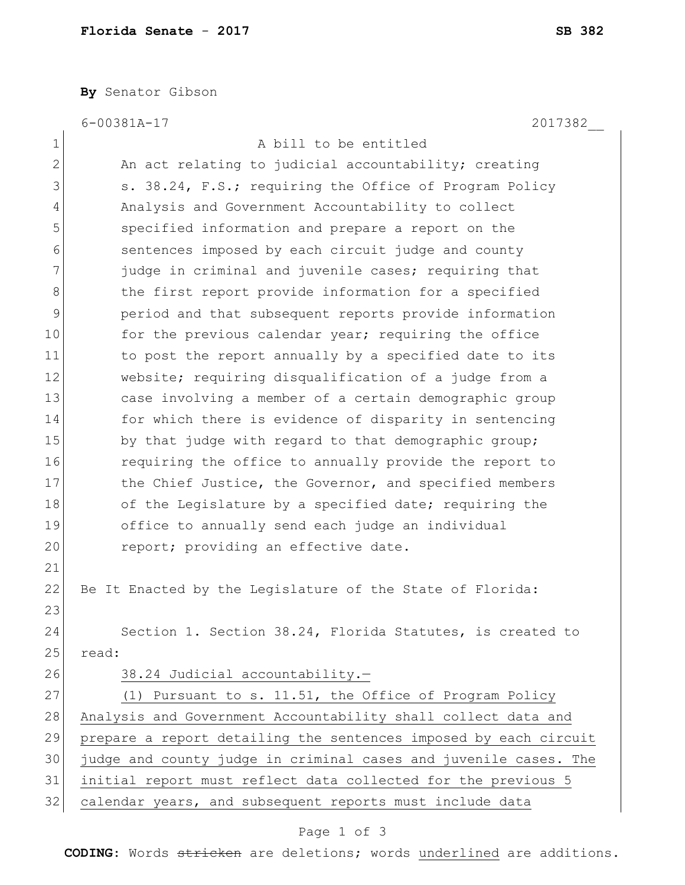**Florida Senate - 2017** **SB 382**

**By** Senator Gibson

6-00381A-17 2017382__

A bill to be entitled

An act relating to judicial accountability; creating s. 38.24, F.S.; requiring the Office of Program Policy Analysis and Government Accountability to collect specified information and prepare a report on the sentences imposed by each circuit judge and county judge in criminal and juvenile cases; requiring that the first report provide information for a specified period and that subsequent reports provide information for the previous calendar year; requiring the office to post the report annually by a specified date to its website; requiring disqualification of a judge from a case involving a member of a certain demographic group for which there is evidence of disparity in sentencing by that judge with regard to that demographic group; requiring the office to annually provide the report to the Chief Justice, the Governor, and specified members of the Legislature by a specified date; requiring the office to annually send each judge an individual report; providing an effective date.

Be It Enacted by the Legislature of the State of Florida:

Section 1. Section 38.24, Florida Statutes, is created to read:

<u>38.24 Judicial accountability.—</u>

<u>(1) Pursuant to s. 11.51, the Office of Program Policy Analysis and Government Accountability shall collect data and prepare a report detailing the sentences imposed by each circuit judge and county judge in criminal cases and juvenile cases. The initial report must reflect data collected for the previous 5 calendar years, and subsequent reports must include data</u>

**CODING:** Words ~~stricken~~ are deletions; words <u>underlined</u> are additions.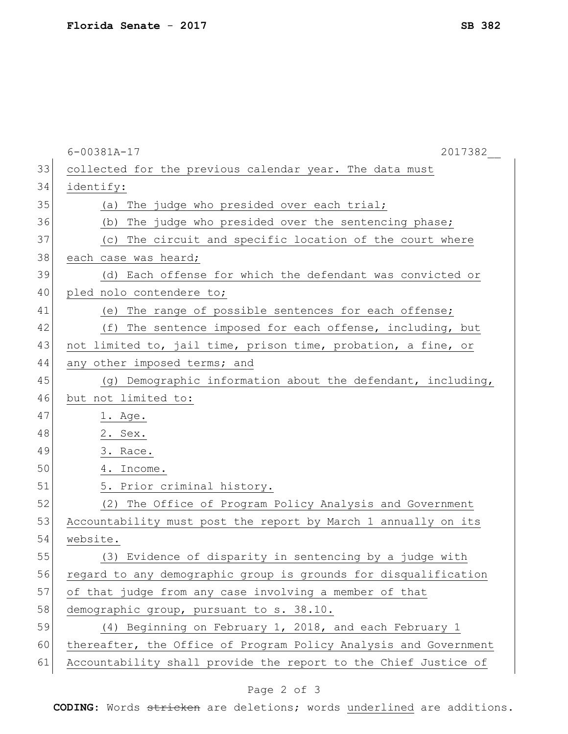collected for the previous calendar year. The data must identify:

(a) The judge who presided over each trial;

(b) The judge who presided over the sentencing phase;

(c) The circuit and specific location of the court where each case was heard;

(d) Each offense for which the defendant was convicted or pled nolo contendere to;

(e) The range of possible sentences for each offense;

(f) The sentence imposed for each offense, including, but not limited to, jail time, prison time, probation, a fine, or any other imposed terms; and

(g) Demographic information about the defendant, including, but not limited to:

1. Age.
2. Sex.
3. Race.
4. Income.
5. Prior criminal history.

(2) The Office of Program Policy Analysis and Government Accountability must post the report by March 1 annually on its website.

(3) Evidence of disparity in sentencing by a judge with regard to any demographic group is grounds for disqualification of that judge from any case involving a member of that demographic group, pursuant to s. 38.10.

(4) Beginning on February 1, 2018, and each February 1 thereafter, the Office of Program Policy Analysis and Government Accountability shall provide the report to the Chief Justice of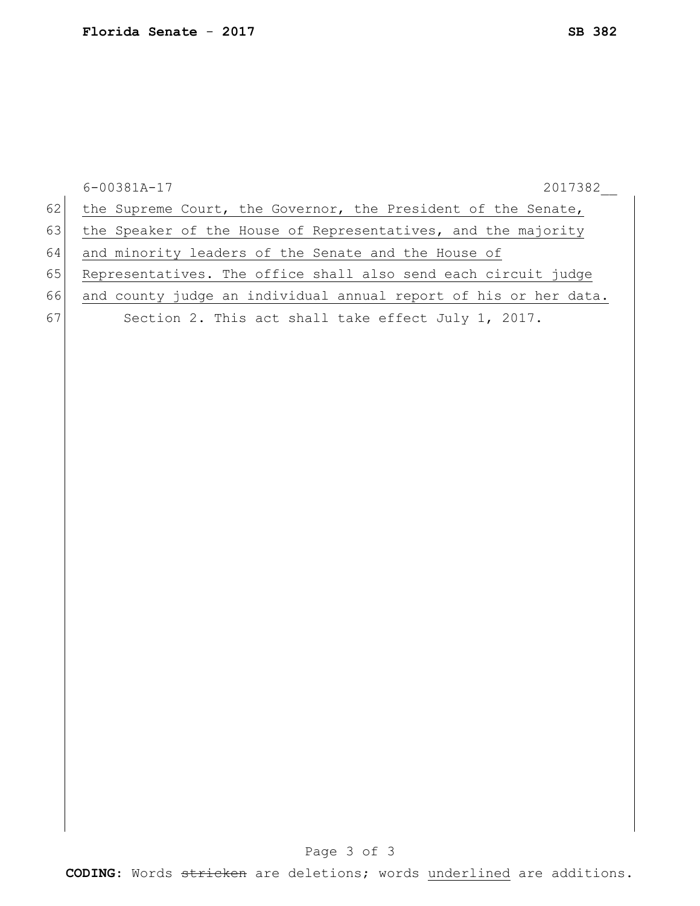6-00381A-17 2017382__

62 the Supreme Court, the Governor, the President of the Senate,
63 the Speaker of the House of Representatives, and the majority
64 and minority leaders of the Senate and the House of
65 Representatives. The office shall also send each circuit judge
66 and county judge an individual annual report of his or her data.
67 Section 2. This act shall take effect July 1, 2017.

**CODING:** Words ~~stricken~~ are deletions; words underlined are additions.